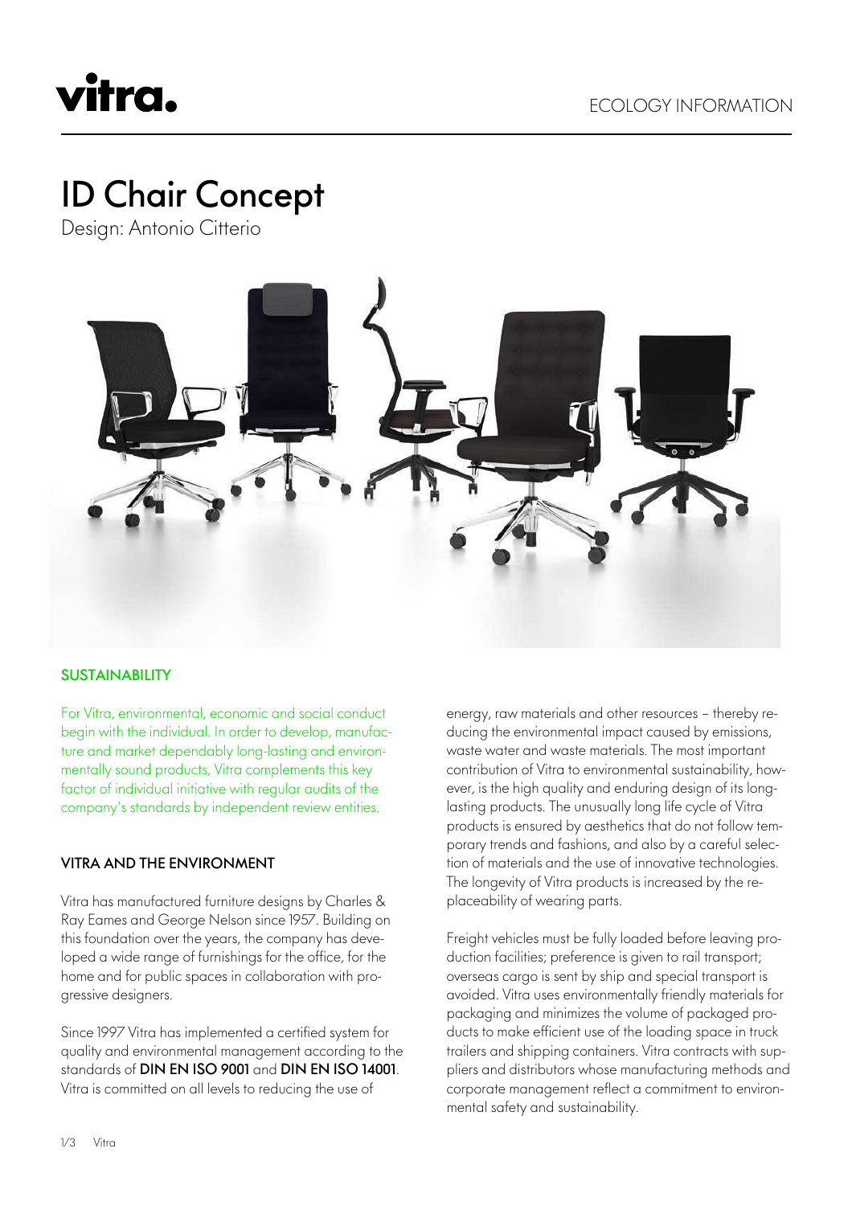vitra.

ECOLOGY INFORMATION

# ID Chair Concept

Design: Antonio Citterio

## SUSTAINABILITY

For Vitra, environmental, economic and social conduct begin with the individual. In order to develop, manufacture and market dependably long-lasting and environmentally sound products, Vitra complements this key factor of individual initiative with regular audits of the company's standards by independent review entities.

## VITRA AND THE ENVIRONMENT

Vitra has manufactured furniture designs by Charles & Ray Eames and George Nelson since 1957. Building on this foundation over the years, the company has developed a wide range of furnishings for the office, for the home and for public spaces in collaboration with progressive designers.

Since 1997 Vitra has implemented a certified system for quality and environmental management according to the standards of **DIN EN ISO 9001** and **DIN EN ISO 14001**. Vitra is committed on all levels to reducing the use of energy, raw materials and other resources – thereby reducing the environmental impact caused by emissions, waste water and waste materials. The most important contribution of Vitra to environmental sustainability, however, is the high quality and enduring design of its long-lasting products. The unusually long life cycle of Vitra products is ensured by aesthetics that do not follow temporary trends and fashions, and also by a careful selection of materials and the use of innovative technologies. The longevity of Vitra products is increased by the replaceability of wearing parts.

Freight vehicles must be fully loaded before leaving production facilities; preference is given to rail transport; overseas cargo is sent by ship and special transport is avoided. Vitra uses environmentally friendly materials for packaging and minimizes the volume of packaged products to make efficient use of the loading space in truck trailers and shipping containers. Vitra contracts with suppliers and distributors whose manufacturing methods and corporate management reflect a commitment to environmental safety and sustainability.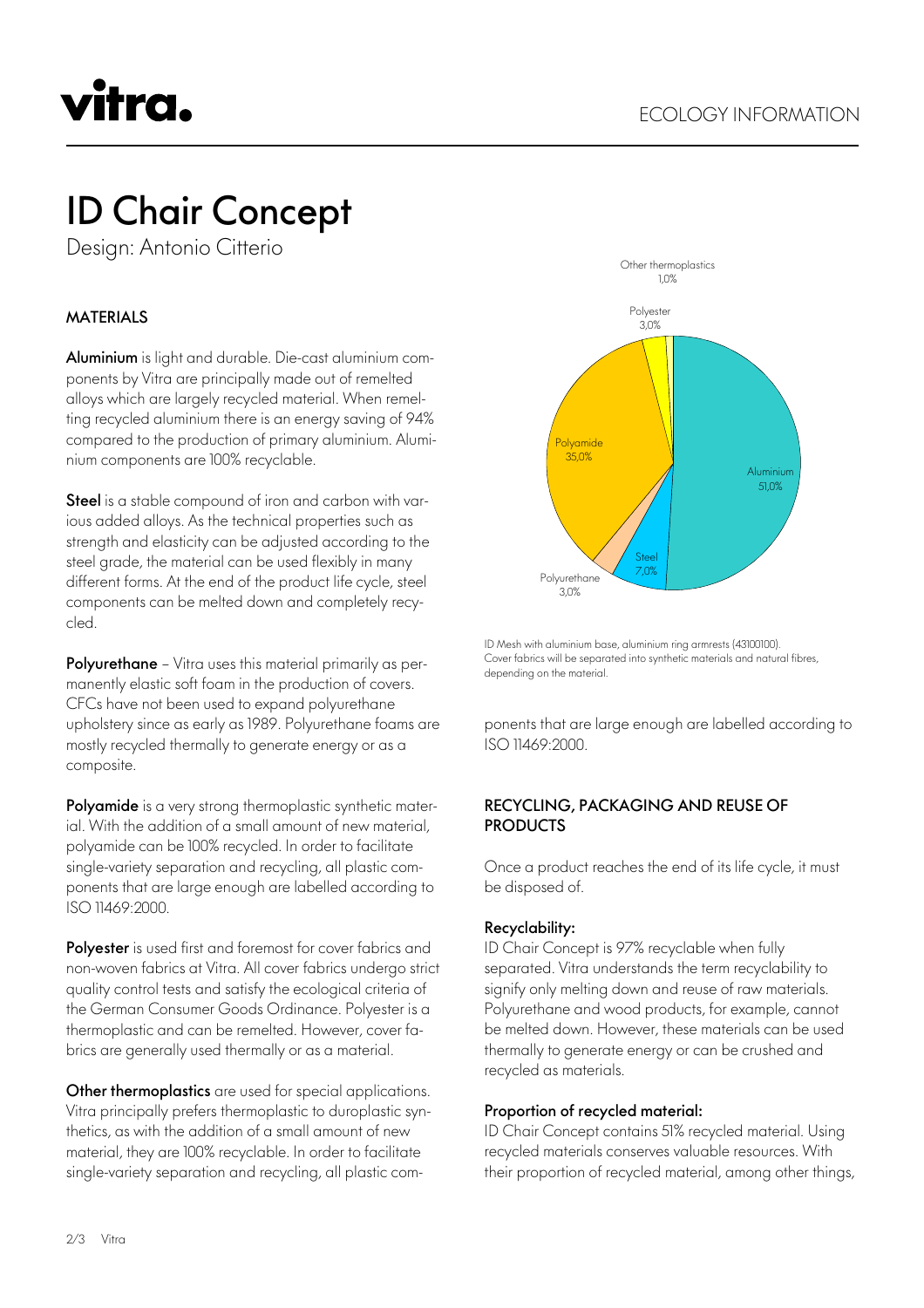# ID Chair Concept

Design: Antonio Citterio

## MATERIALS

**Aluminium** is light and durable. Die-cast aluminium components by Vitra are principally made out of remelted alloys which are largely recycled material. When remelting recycled aluminium there is an energy saving of 94% compared to the production of primary aluminium. Aluminium components are 100% recyclable.

**Steel** is a stable compound of iron and carbon with various added alloys. As the technical properties such as strength and elasticity can be adjusted according to the steel grade, the material can be used flexibly in many different forms. At the end of the product life cycle, steel components can be melted down and completely recycled.

**Polyurethane** – Vitra uses this material primarily as permanently elastic soft foam in the production of covers. CFCs have not been used to expand polyurethane upholstery since as early as 1989. Polyurethane foams are mostly recycled thermally to generate energy or as a composite.

**Polyamide** is a very strong thermoplastic synthetic material. With the addition of a small amount of new material, polyamide can be 100% recycled. In order to facilitate single-variety separation and recycling, all plastic components that are large enough are labelled according to ISO 11469:2000.

**Polyester** is used first and foremost for cover fabrics and non-woven fabrics at Vitra. All cover fabrics undergo strict quality control tests and satisfy the ecological criteria of the German Consumer Goods Ordinance. Polyester is a thermoplastic and can be remelted. However, cover fabrics are generally used thermally or as a material.

**Other thermoplastics** are used for special applications. Vitra principally prefers thermoplastic to duroplastic synthetics, as with the addition of a small amount of new material, they are 100% recyclable. In order to facilitate single-variety separation and recycling, all plastic components that are large enough are labelled according to ISO 11469:2000.

| Material | Share |
| --- | --- |
| Aluminium | 51,0% |
| Polyamide | 35,0% |
| Steel | 7,0% |
| Polyurethane | 3,0% |
| Polyester | 3,0% |
| Other thermoplastics | 1,0% |

ID Mesh with aluminium base, aluminium ring armrests (43100100).
Cover fabrics will be separated into synthetic materials and natural fibres, depending on the material.

## RECYCLING, PACKAGING AND REUSE OF PRODUCTS

Once a product reaches the end of its life cycle, it must be disposed of.

### Recyclability:

ID Chair Concept is 97% recyclable when fully separated. Vitra understands the term recyclability to signify only melting down and reuse of raw materials. Polyurethane and wood products, for example, cannot be melted down. However, these materials can be used thermally to generate energy or can be crushed and recycled as materials.

### Proportion of recycled material:

ID Chair Concept contains 51% recycled material. Using recycled materials conserves valuable resources. With their proportion of recycled material, among other things,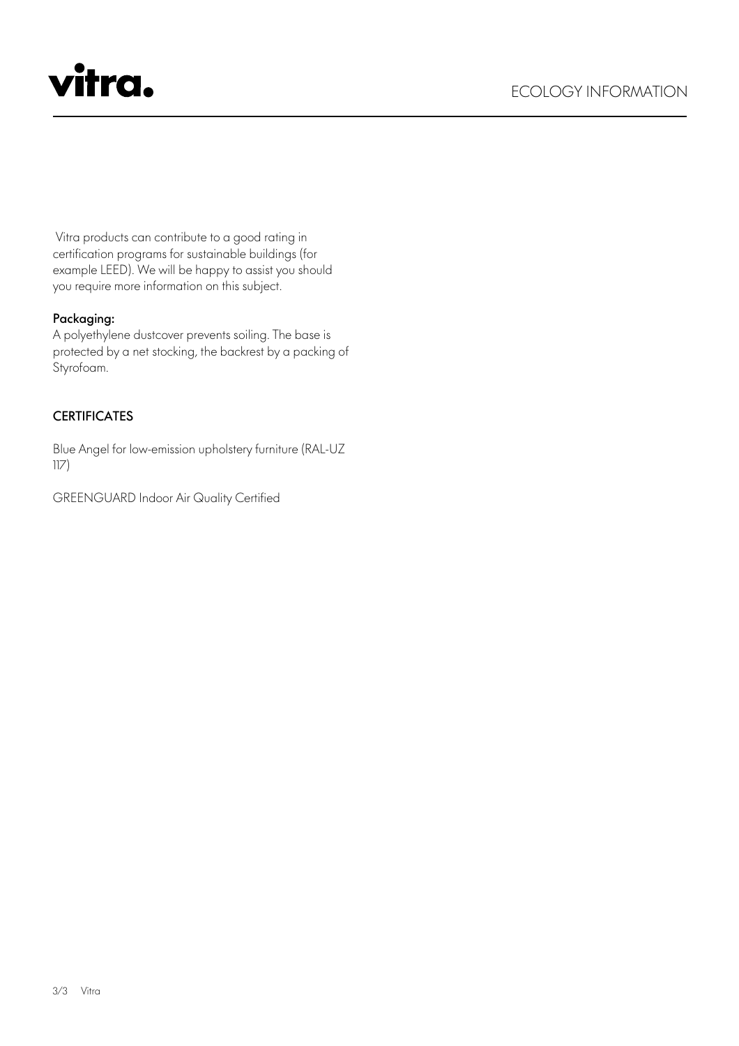Vitra products can contribute to a good rating in certification programs for sustainable buildings (for example LEED). We will be happy to assist you should you require more information on this subject.

**Packaging:**

A polyethylene dustcover prevents soiling. The base is protected by a net stocking, the backrest by a packing of Styrofoam.

## CERTIFICATES

Blue Angel for low-emission upholstery furniture (RAL-UZ 117)

GREENGUARD Indoor Air Quality Certified